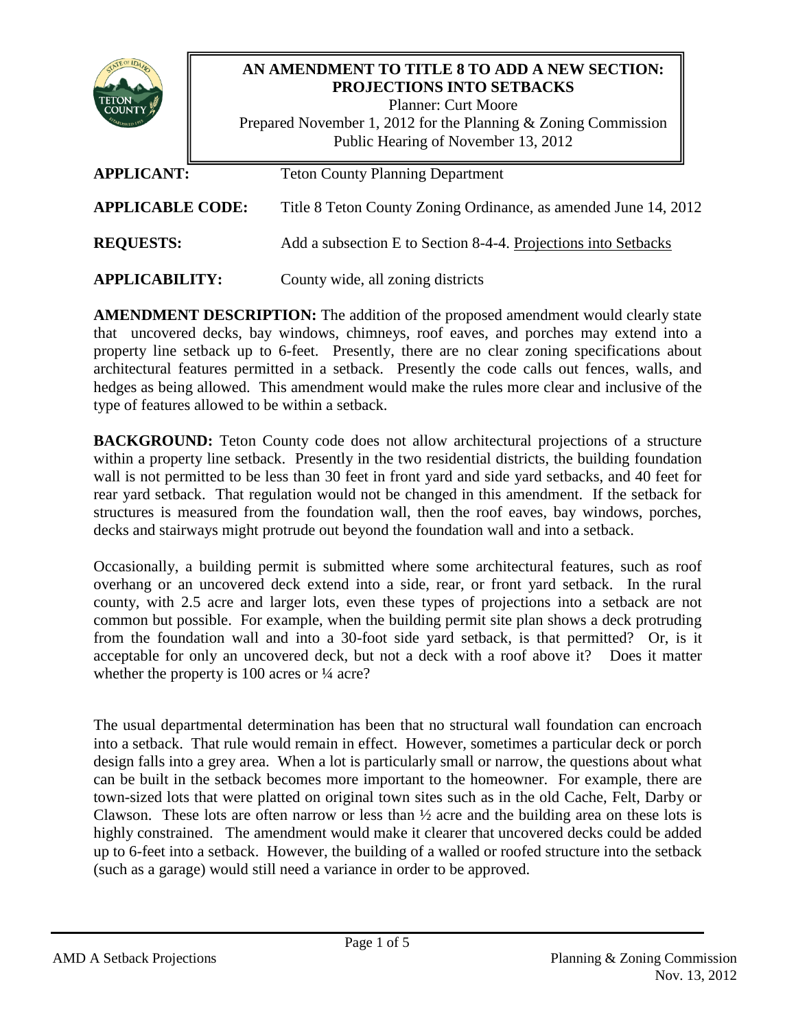# AN AMENDMENT TO TITLE 8 TO ADD A NEW SECTION: PROJECTIONS INTO SETBACKS

Planner: Curt Moore
Prepared November 1, 2012 for the Planning & Zoning Commission
Public Hearing of November 13, 2012

**APPLICANT:** Teton County Planning Department

**APPLICABLE CODE:** Title 8 Teton County Zoning Ordinance, as amended June 14, 2012

**REQUESTS:** Add a subsection E to Section 8-4-4. Projections into Setbacks

**APPLICABILITY:** County wide, all zoning districts

**AMENDMENT DESCRIPTION:** The addition of the proposed amendment would clearly state that uncovered decks, bay windows, chimneys, roof eaves, and porches may extend into a property line setback up to 6-feet. Presently, there are no clear zoning specifications about architectural features permitted in a setback. Presently the code calls out fences, walls, and hedges as being allowed. This amendment would make the rules more clear and inclusive of the type of features allowed to be within a setback.

**BACKGROUND:** Teton County code does not allow architectural projections of a structure within a property line setback. Presently in the two residential districts, the building foundation wall is not permitted to be less than 30 feet in front yard and side yard setbacks, and 40 feet for rear yard setback. That regulation would not be changed in this amendment. If the setback for structures is measured from the foundation wall, then the roof eaves, bay windows, porches, decks and stairways might protrude out beyond the foundation wall and into a setback.

Occasionally, a building permit is submitted where some architectural features, such as roof overhang or an uncovered deck extend into a side, rear, or front yard setback. In the rural county, with 2.5 acre and larger lots, even these types of projections into a setback are not common but possible. For example, when the building permit site plan shows a deck protruding from the foundation wall and into a 30-foot side yard setback, is that permitted? Or, is it acceptable for only an uncovered deck, but not a deck with a roof above it? Does it matter whether the property is 100 acres or ¼ acre?

The usual departmental determination has been that no structural wall foundation can encroach into a setback. That rule would remain in effect. However, sometimes a particular deck or porch design falls into a grey area. When a lot is particularly small or narrow, the questions about what can be built in the setback becomes more important to the homeowner. For example, there are town-sized lots that were platted on original town sites such as in the old Cache, Felt, Darby or Clawson. These lots are often narrow or less than ½ acre and the building area on these lots is highly constrained. The amendment would make it clearer that uncovered decks could be added up to 6-feet into a setback. However, the building of a walled or roofed structure into the setback (such as a garage) would still need a variance in order to be approved.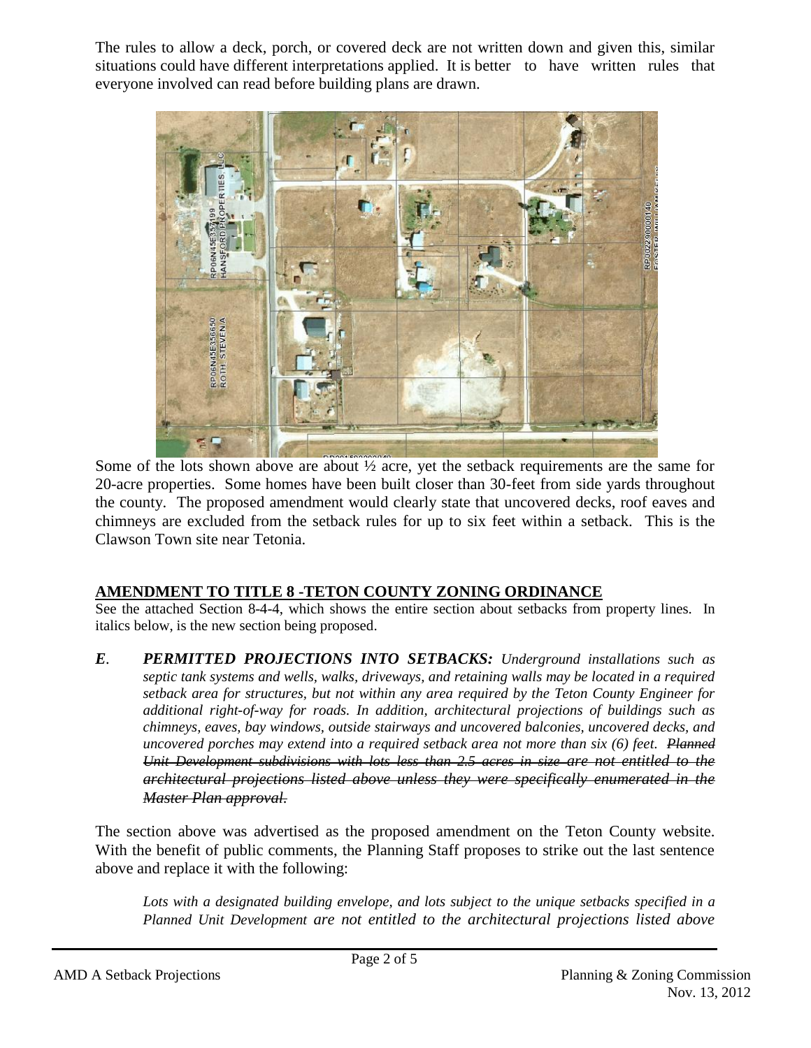The rules to allow a deck, porch, or covered deck are not written down and given this, similar situations could have different interpretations applied. It is better to have written rules that everyone involved can read before building plans are drawn.

Some of the lots shown above are about ½ acre, yet the setback requirements are the same for 20-acre properties. Some homes have been built closer than 30-feet from side yards throughout the county. The proposed amendment would clearly state that uncovered decks, roof eaves and chimneys are excluded from the setback rules for up to six feet within a setback. This is the Clawson Town site near Tetonia.

## AMENDMENT TO TITLE 8 -TETON COUNTY ZONING ORDINANCE

See the attached Section 8-4-4, which shows the entire section about setbacks from property lines. In italics below, is the new section being proposed.

***E*. *PERMITTED PROJECTIONS INTO SETBACKS:*** *Underground installations such as septic tank systems and wells, walks, driveways, and retaining walls may be located in a required setback area for structures, but not within any area required by the Teton County Engineer for additional right-of-way for roads. In addition, architectural projections of buildings such as chimneys, eaves, bay windows, outside stairways and uncovered balconies, uncovered decks, and uncovered porches may extend into a required setback area not more than six (6) feet.* ~~*Planned Unit Development subdivisions with lots less than 2.5 acres in size are not entitled to the architectural projections listed above unless they were specifically enumerated in the Master Plan approval.*~~

The section above was advertised as the proposed amendment on the Teton County website. With the benefit of public comments, the Planning Staff proposes to strike out the last sentence above and replace it with the following:

> *Lots with a designated building envelope, and lots subject to the unique setbacks specified in a Planned Unit Development are not entitled to the architectural projections listed above*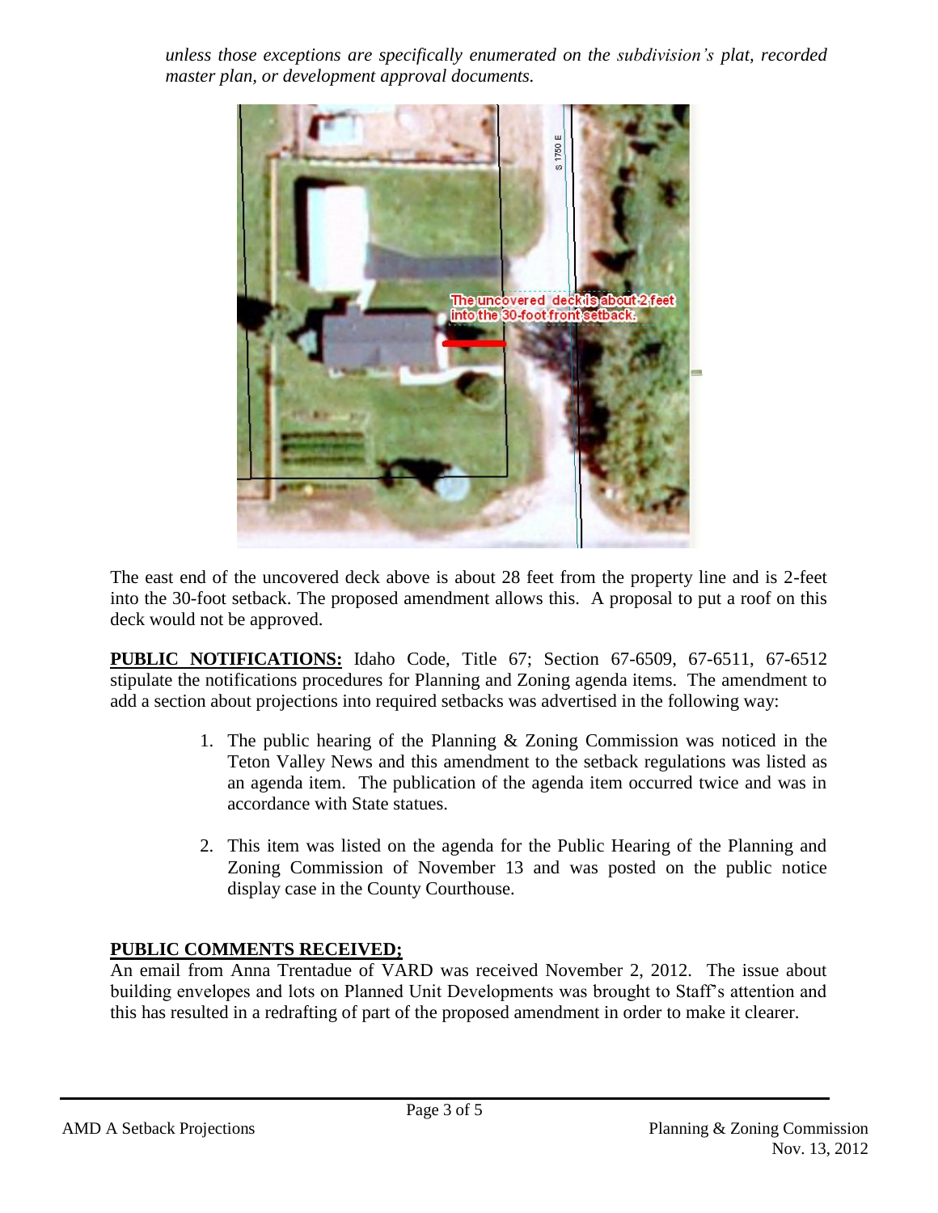*unless those exceptions are specifically enumerated on the subdivision's plat, recorded master plan, or development approval documents.*

The east end of the uncovered deck above is about 28 feet from the property line and is 2-feet into the 30-foot setback. The proposed amendment allows this. A proposal to put a roof on this deck would not be approved.

**PUBLIC NOTIFICATIONS:** Idaho Code, Title 67; Section 67-6509, 67-6511, 67-6512 stipulate the notifications procedures for Planning and Zoning agenda items. The amendment to add a section about projections into required setbacks was advertised in the following way:

1. The public hearing of the Planning & Zoning Commission was noticed in the Teton Valley News and this amendment to the setback regulations was listed as an agenda item. The publication of the agenda item occurred twice and was in accordance with State statues.
2. This item was listed on the agenda for the Public Hearing of the Planning and Zoning Commission of November 13 and was posted on the public notice display case in the County Courthouse.

**PUBLIC COMMENTS RECEIVED;**

An email from Anna Trentadue of VARD was received November 2, 2012. The issue about building envelopes and lots on Planned Unit Developments was brought to Staff's attention and this has resulted in a redrafting of part of the proposed amendment in order to make it clearer.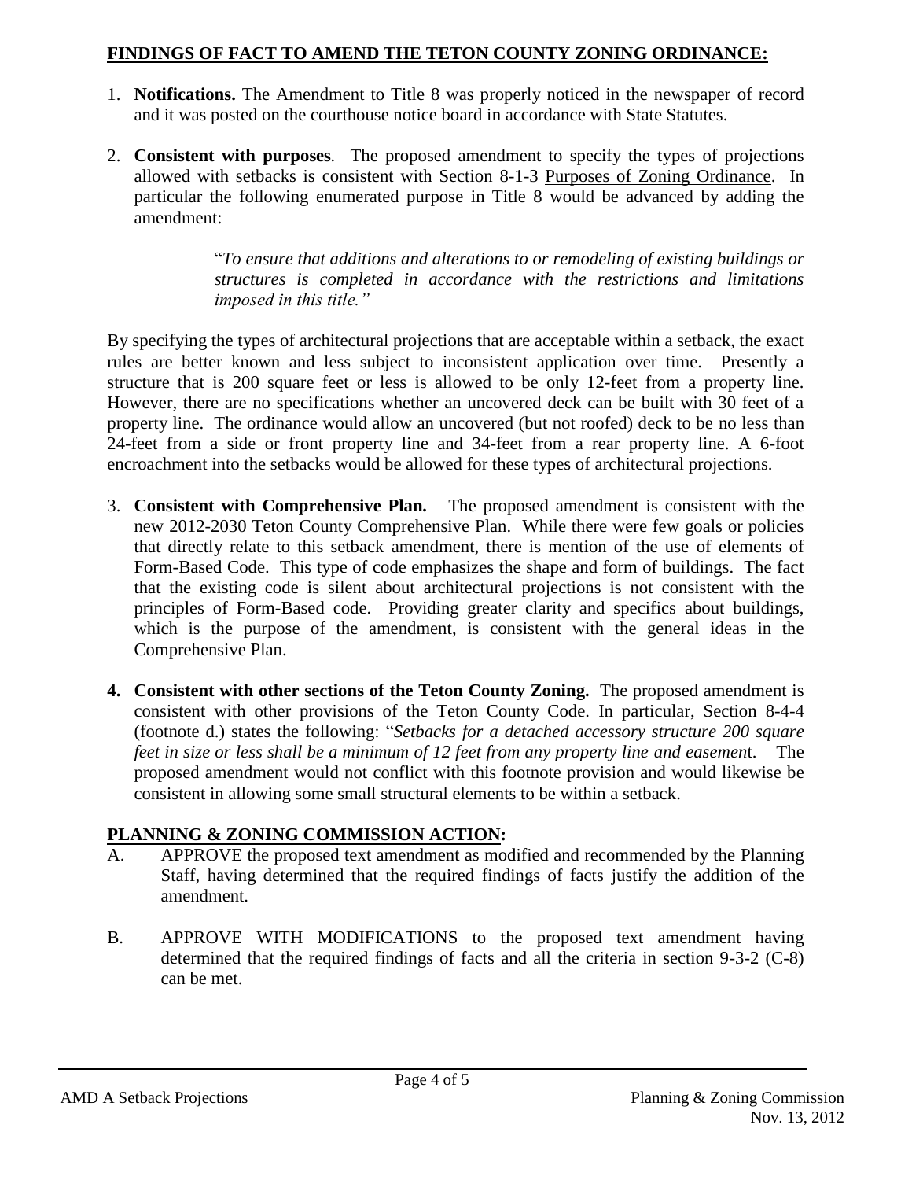## FINDINGS OF FACT TO AMEND THE TETON COUNTY ZONING ORDINANCE:

1. **Notifications.** The Amendment to Title 8 was properly noticed in the newspaper of record and it was posted on the courthouse notice board in accordance with State Statutes.

2. **Consistent with purposes**. The proposed amendment to specify the types of projections allowed with setbacks is consistent with Section 8-1-3 Purposes of Zoning Ordinance. In particular the following enumerated purpose in Title 8 would be advanced by adding the amendment:

   > "*To ensure that additions and alterations to or remodeling of existing buildings or structures is completed in accordance with the restrictions and limitations imposed in this title.*"

By specifying the types of architectural projections that are acceptable within a setback, the exact rules are better known and less subject to inconsistent application over time. Presently a structure that is 200 square feet or less is allowed to be only 12-feet from a property line. However, there are no specifications whether an uncovered deck can be built with 30 feet of a property line. The ordinance would allow an uncovered (but not roofed) deck to be no less than 24-feet from a side or front property line and 34-feet from a rear property line. A 6-foot encroachment into the setbacks would be allowed for these types of architectural projections.

3. **Consistent with Comprehensive Plan.** The proposed amendment is consistent with the new 2012-2030 Teton County Comprehensive Plan. While there were few goals or policies that directly relate to this setback amendment, there is mention of the use of elements of Form-Based Code. This type of code emphasizes the shape and form of buildings. The fact that the existing code is silent about architectural projections is not consistent with the principles of Form-Based code. Providing greater clarity and specifics about buildings, which is the purpose of the amendment, is consistent with the general ideas in the Comprehensive Plan.

4. **Consistent with other sections of the Teton County Zoning.** The proposed amendment is consistent with other provisions of the Teton County Code. In particular, Section 8-4-4 (footnote d.) states the following: "*Setbacks for a detached accessory structure 200 square feet in size or less shall be a minimum of 12 feet from any property line and easemen*t. The proposed amendment would not conflict with this footnote provision and would likewise be consistent in allowing some small structural elements to be within a setback.

## PLANNING & ZONING COMMISSION ACTION:

A. APPROVE the proposed text amendment as modified and recommended by the Planning Staff, having determined that the required findings of facts justify the addition of the amendment.

B. APPROVE WITH MODIFICATIONS to the proposed text amendment having determined that the required findings of facts and all the criteria in section 9-3-2 (C-8) can be met.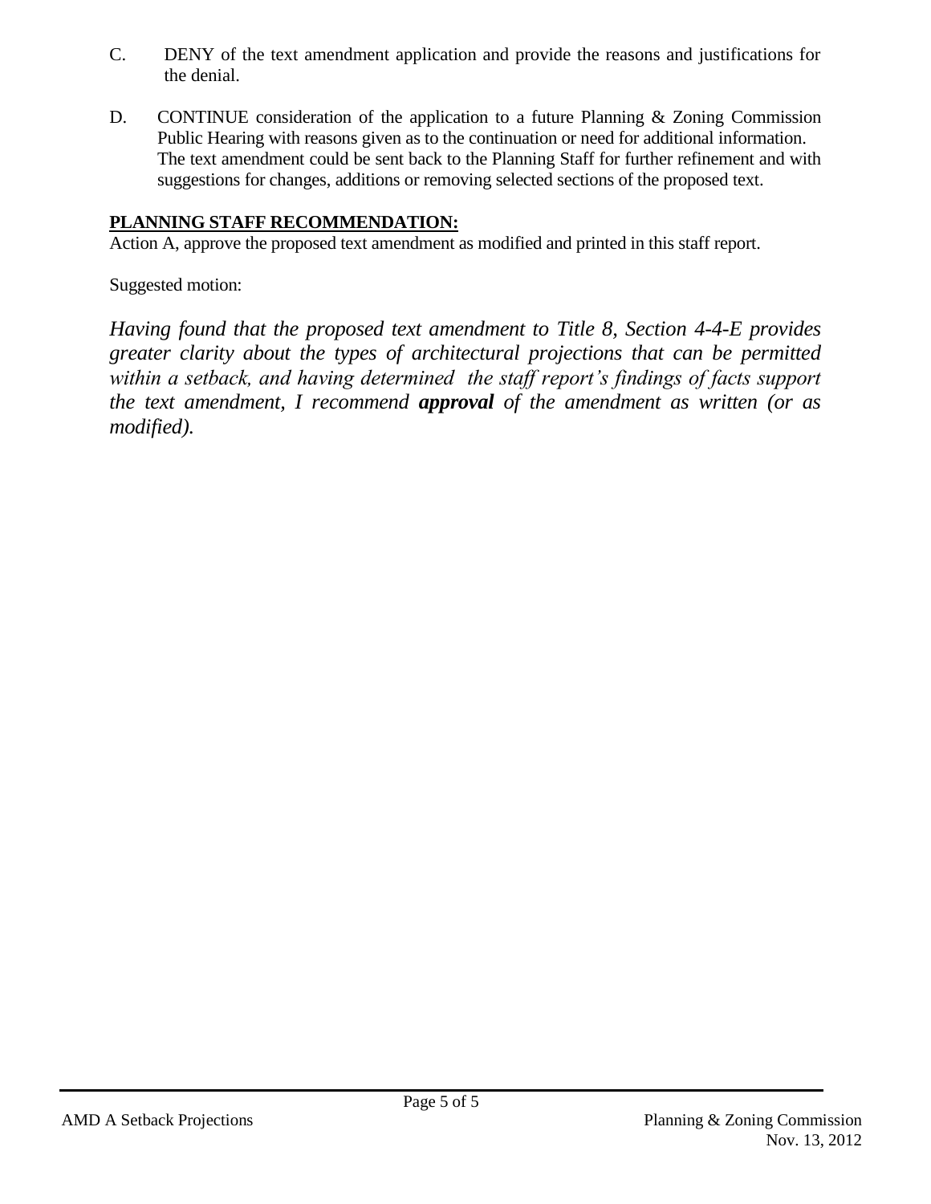C. DENY of the text amendment application and provide the reasons and justifications for the denial.

D. CONTINUE consideration of the application to a future Planning & Zoning Commission Public Hearing with reasons given as to the continuation or need for additional information. The text amendment could be sent back to the Planning Staff for further refinement and with suggestions for changes, additions or removing selected sections of the proposed text.

**PLANNING STAFF RECOMMENDATION:**

Action A, approve the proposed text amendment as modified and printed in this staff report.

Suggested motion:

*Having found that the proposed text amendment to Title 8, Section 4-4-E provides greater clarity about the types of architectural projections that can be permitted within a setback, and having determined the staff report's findings of facts support the text amendment, I recommend **approval** of the amendment as written (or as modified).*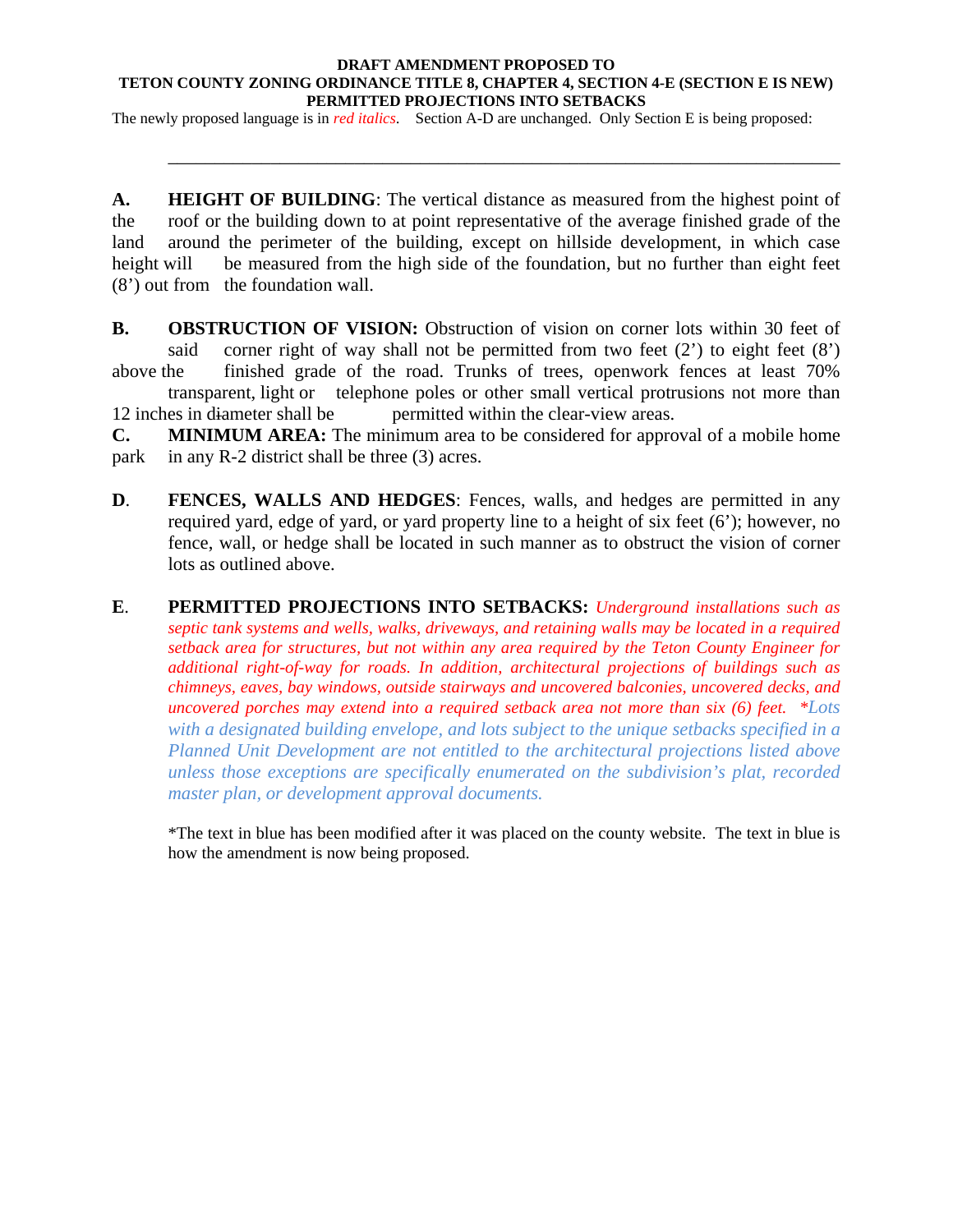**DRAFT AMENDMENT PROPOSED TO**
**TETON COUNTY ZONING ORDINANCE TITLE 8, CHAPTER 4, SECTION 4-E (SECTION E IS NEW)**
**PERMITTED PROJECTIONS INTO SETBACKS**

The newly proposed language is in *red italics*. Section A-D are unchanged. Only Section E is being proposed:

---

**A. HEIGHT OF BUILDING**: The vertical distance as measured from the highest point of the roof or the building down to at point representative of the average finished grade of the land around the perimeter of the building, except on hillside development, in which case height will be measured from the high side of the foundation, but no further than eight feet (8') out from the foundation wall.

**B. OBSTRUCTION OF VISION:** Obstruction of vision on corner lots within 30 feet of said corner right of way shall not be permitted from two feet (2') to eight feet (8') above the finished grade of the road. Trunks of trees, openwork fences at least 70% transparent, light or telephone poles or other small vertical protrusions not more than 12 inches in diameter shall be permitted within the clear-view areas.

**C. MINIMUM AREA:** The minimum area to be considered for approval of a mobile home park in any R-2 district shall be three (3) acres.

**D. FENCES, WALLS AND HEDGES**: Fences, walls, and hedges are permitted in any required yard, edge of yard, or yard property line to a height of six feet (6'); however, no fence, wall, or hedge shall be located in such manner as to obstruct the vision of corner lots as outlined above.

**E. PERMITTED PROJECTIONS INTO SETBACKS:** *Underground installations such as septic tank systems and wells, walks, driveways, and retaining walls may be located in a required setback area for structures, but not within any area required by the Teton County Engineer for additional right-of-way for roads. In addition, architectural projections of buildings such as chimneys, eaves, bay windows, outside stairways and uncovered balconies, uncovered decks, and uncovered porches may extend into a required setback area not more than six (6) feet. \*Lots with a designated building envelope, and lots subject to the unique setbacks specified in a Planned Unit Development are not entitled to the architectural projections listed above unless those exceptions are specifically enumerated on the subdivision's plat, recorded master plan, or development approval documents.*

\*The text in blue has been modified after it was placed on the county website. The text in blue is how the amendment is now being proposed.